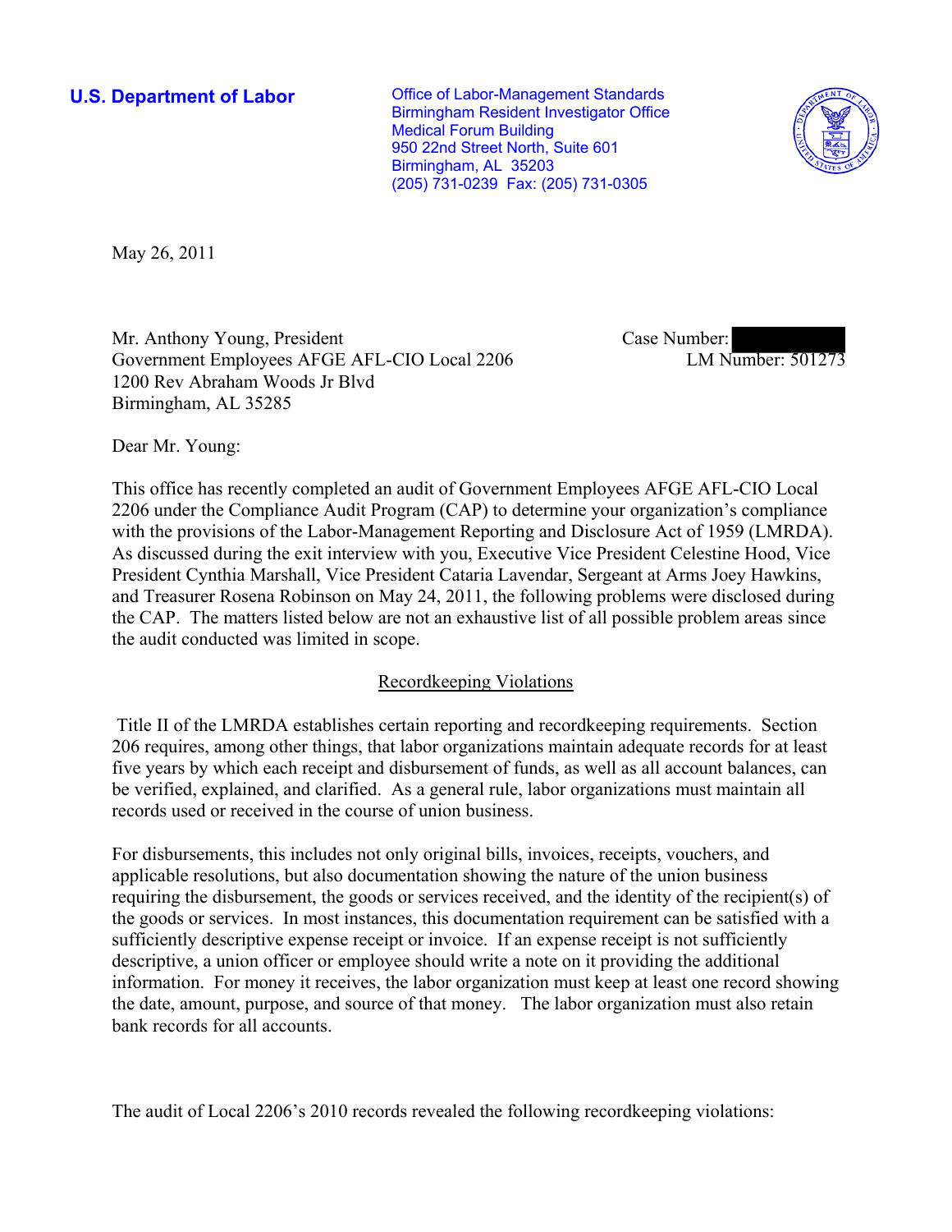**U.S. Department of Labor**

Office of Labor-Management Standards
Birmingham Resident Investigator Office
Medical Forum Building
950 22nd Street North, Suite 601
Birmingham, AL 35203
(205) 731-0239 Fax: (205) 731-0305

May 26, 2011

Mr. Anthony Young, President
Government Employees AFGE AFL-CIO Local 2206
1200 Rev Abraham Woods Jr Blvd
Birmingham, AL 35285

Case Number:
LM Number: 501273

Dear Mr. Young:

This office has recently completed an audit of Government Employees AFGE AFL-CIO Local 2206 under the Compliance Audit Program (CAP) to determine your organization's compliance with the provisions of the Labor-Management Reporting and Disclosure Act of 1959 (LMRDA). As discussed during the exit interview with you, Executive Vice President Celestine Hood, Vice President Cynthia Marshall, Vice President Cataria Lavendar, Sergeant at Arms Joey Hawkins, and Treasurer Rosena Robinson on May 24, 2011, the following problems were disclosed during the CAP. The matters listed below are not an exhaustive list of all possible problem areas since the audit conducted was limited in scope.

## Recordkeeping Violations

Title II of the LMRDA establishes certain reporting and recordkeeping requirements. Section 206 requires, among other things, that labor organizations maintain adequate records for at least five years by which each receipt and disbursement of funds, as well as all account balances, can be verified, explained, and clarified. As a general rule, labor organizations must maintain all records used or received in the course of union business.

For disbursements, this includes not only original bills, invoices, receipts, vouchers, and applicable resolutions, but also documentation showing the nature of the union business requiring the disbursement, the goods or services received, and the identity of the recipient(s) of the goods or services. In most instances, this documentation requirement can be satisfied with a sufficiently descriptive expense receipt or invoice. If an expense receipt is not sufficiently descriptive, a union officer or employee should write a note on it providing the additional information. For money it receives, the labor organization must keep at least one record showing the date, amount, purpose, and source of that money. The labor organization must also retain bank records for all accounts.

The audit of Local 2206's 2010 records revealed the following recordkeeping violations: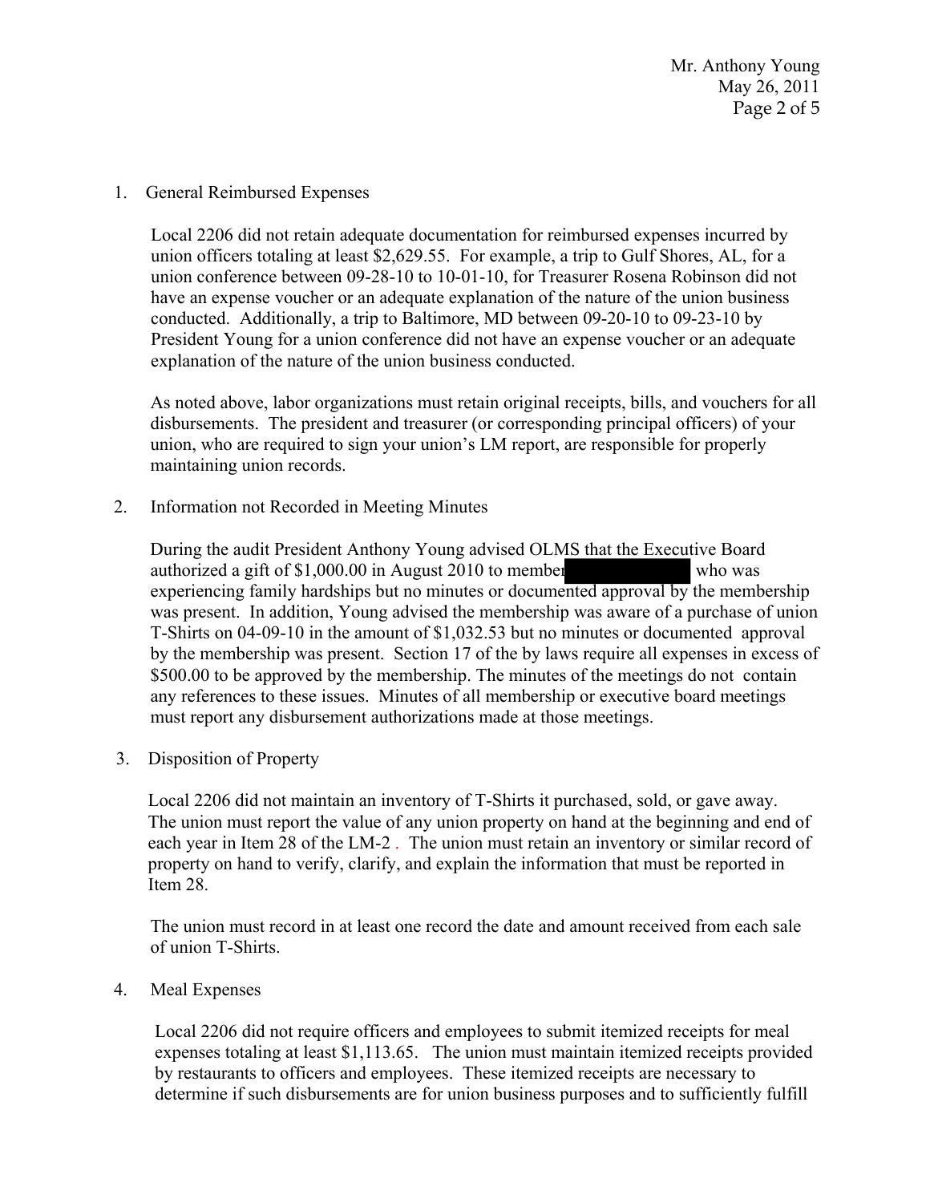1. General Reimbursed Expenses

   Local 2206 did not retain adequate documentation for reimbursed expenses incurred by union officers totaling at least $2,629.55. For example, a trip to Gulf Shores, AL, for a union conference between 09-28-10 to 10-01-10, for Treasurer Rosena Robinson did not have an expense voucher or an adequate explanation of the nature of the union business conducted. Additionally, a trip to Baltimore, MD between 09-20-10 to 09-23-10 by President Young for a union conference did not have an expense voucher or an adequate explanation of the nature of the union business conducted.

   As noted above, labor organizations must retain original receipts, bills, and vouchers for all disbursements. The president and treasurer (or corresponding principal officers) of your union, who are required to sign your union's LM report, are responsible for properly maintaining union records.

2. Information not Recorded in Meeting Minutes

   During the audit President Anthony Young advised OLMS that the Executive Board authorized a gift of $1,000.00 in August 2010 to member [REDACTED] who was experiencing family hardships but no minutes or documented approval by the membership was present. In addition, Young advised the membership was aware of a purchase of union T-Shirts on 04-09-10 in the amount of $1,032.53 but no minutes or documented approval by the membership was present. Section 17 of the by laws require all expenses in excess of $500.00 to be approved by the membership. The minutes of the meetings do not contain any references to these issues. Minutes of all membership or executive board meetings must report any disbursement authorizations made at those meetings.

3. Disposition of Property

   Local 2206 did not maintain an inventory of T-Shirts it purchased, sold, or gave away. The union must report the value of any union property on hand at the beginning and end of each year in Item 28 of the LM-2 . The union must retain an inventory or similar record of property on hand to verify, clarify, and explain the information that must be reported in Item 28.

   The union must record in at least one record the date and amount received from each sale of union T-Shirts.

4. Meal Expenses

   Local 2206 did not require officers and employees to submit itemized receipts for meal expenses totaling at least $1,113.65. The union must maintain itemized receipts provided by restaurants to officers and employees. These itemized receipts are necessary to determine if such disbursements are for union business purposes and to sufficiently fulfill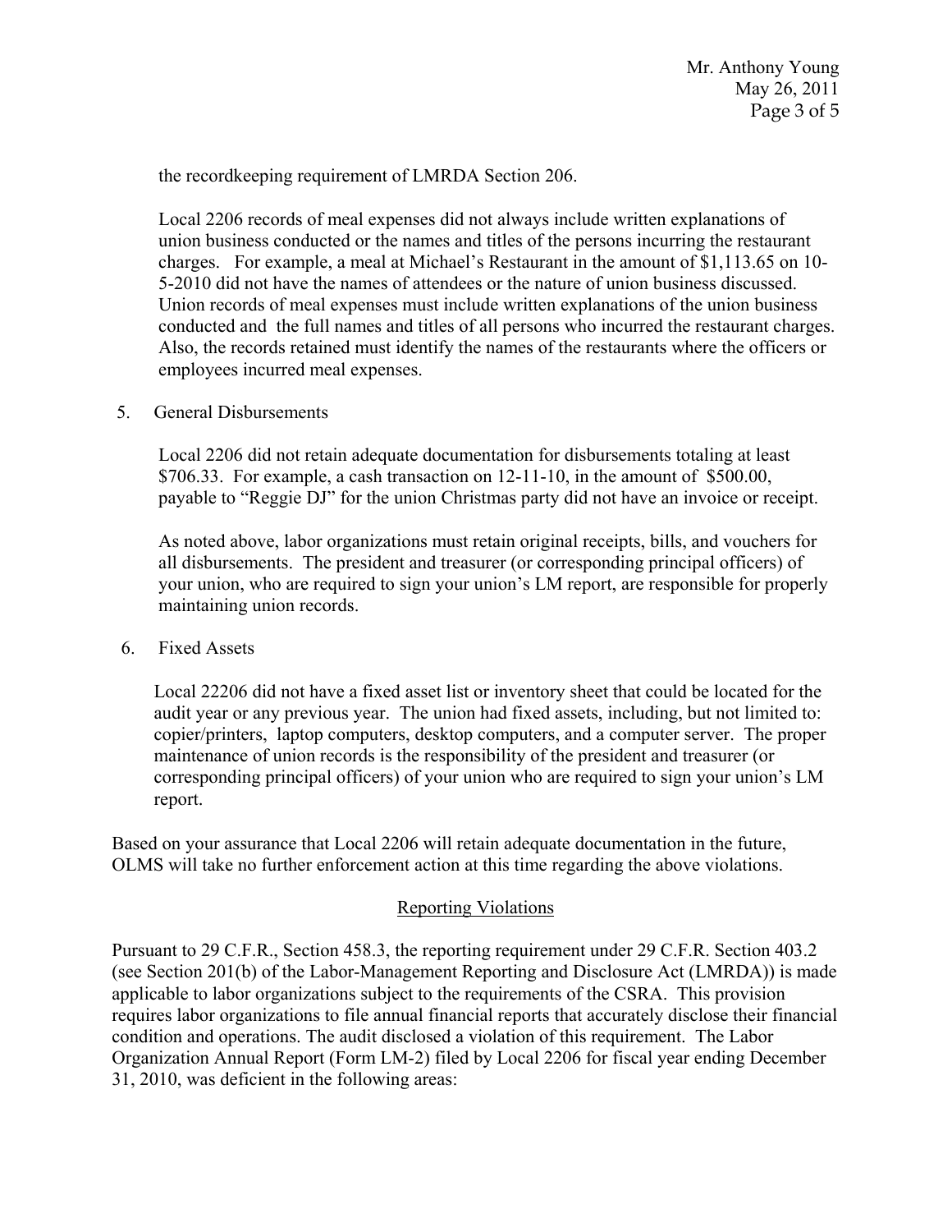the recordkeeping requirement of LMRDA Section 206.

Local 2206 records of meal expenses did not always include written explanations of union business conducted or the names and titles of the persons incurring the restaurant charges. For example, a meal at Michael's Restaurant in the amount of $1,113.65 on 10-5-2010 did not have the names of attendees or the nature of union business discussed. Union records of meal expenses must include written explanations of the union business conducted and the full names and titles of all persons who incurred the restaurant charges. Also, the records retained must identify the names of the restaurants where the officers or employees incurred meal expenses.

5. General Disbursements

Local 2206 did not retain adequate documentation for disbursements totaling at least $706.33. For example, a cash transaction on 12-11-10, in the amount of $500.00, payable to "Reggie DJ" for the union Christmas party did not have an invoice or receipt.

As noted above, labor organizations must retain original receipts, bills, and vouchers for all disbursements. The president and treasurer (or corresponding principal officers) of your union, who are required to sign your union's LM report, are responsible for properly maintaining union records.

6. Fixed Assets

Local 22206 did not have a fixed asset list or inventory sheet that could be located for the audit year or any previous year. The union had fixed assets, including, but not limited to: copier/printers, laptop computers, desktop computers, and a computer server. The proper maintenance of union records is the responsibility of the president and treasurer (or corresponding principal officers) of your union who are required to sign your union's LM report.

Based on your assurance that Local 2206 will retain adequate documentation in the future, OLMS will take no further enforcement action at this time regarding the above violations.

## Reporting Violations

Pursuant to 29 C.F.R., Section 458.3, the reporting requirement under 29 C.F.R. Section 403.2 (see Section 201(b) of the Labor-Management Reporting and Disclosure Act (LMRDA)) is made applicable to labor organizations subject to the requirements of the CSRA. This provision requires labor organizations to file annual financial reports that accurately disclose their financial condition and operations. The audit disclosed a violation of this requirement. The Labor Organization Annual Report (Form LM-2) filed by Local 2206 for fiscal year ending December 31, 2010, was deficient in the following areas: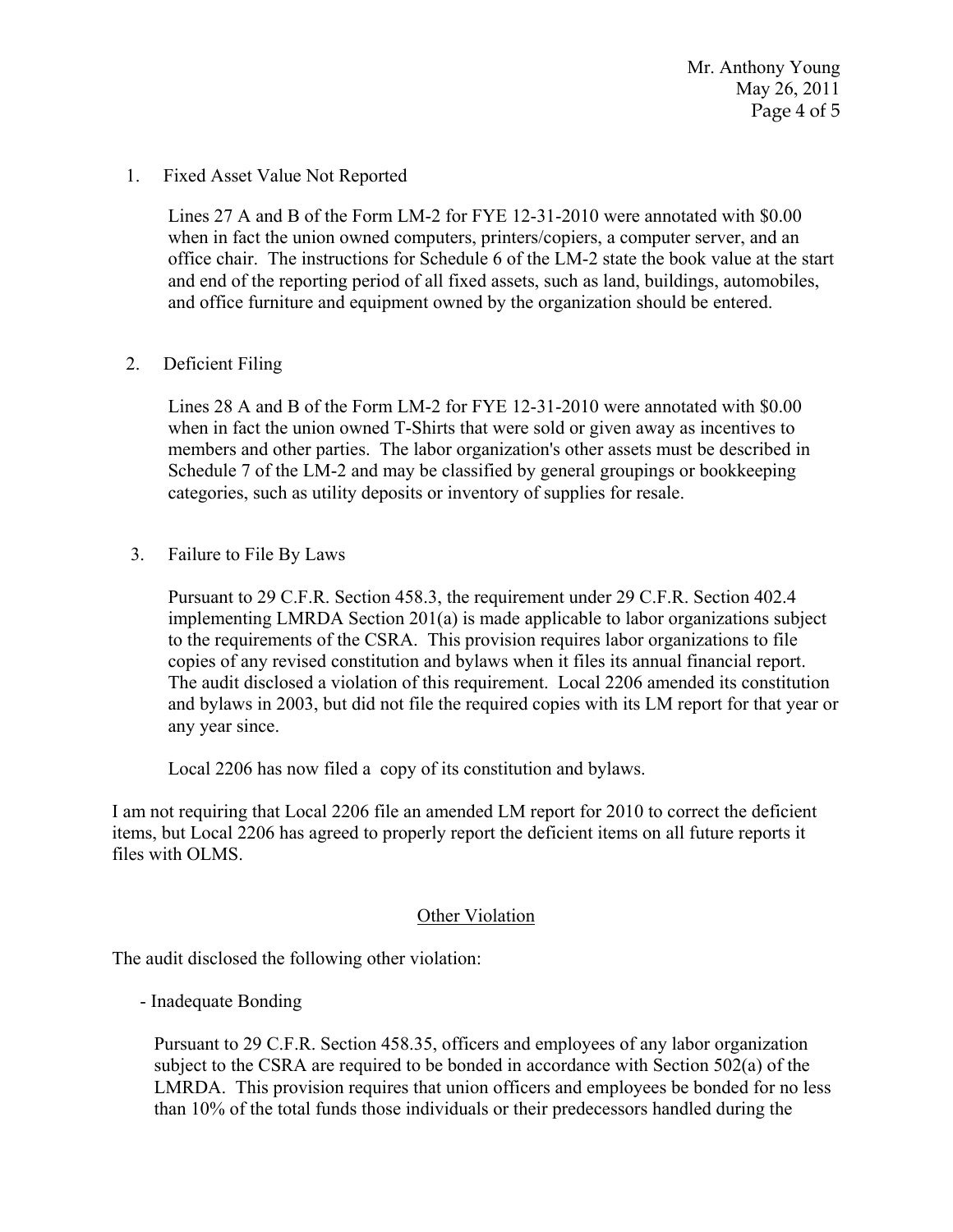1. Fixed Asset Value Not Reported

   Lines 27 A and B of the Form LM-2 for FYE 12-31-2010 were annotated with $0.00 when in fact the union owned computers, printers/copiers, a computer server, and an office chair. The instructions for Schedule 6 of the LM-2 state the book value at the start and end of the reporting period of all fixed assets, such as land, buildings, automobiles, and office furniture and equipment owned by the organization should be entered.

2. Deficient Filing

   Lines 28 A and B of the Form LM-2 for FYE 12-31-2010 were annotated with $0.00 when in fact the union owned T-Shirts that were sold or given away as incentives to members and other parties. The labor organization's other assets must be described in Schedule 7 of the LM-2 and may be classified by general groupings or bookkeeping categories, such as utility deposits or inventory of supplies for resale.

3. Failure to File By Laws

   Pursuant to 29 C.F.R. Section 458.3, the requirement under 29 C.F.R. Section 402.4 implementing LMRDA Section 201(a) is made applicable to labor organizations subject to the requirements of the CSRA. This provision requires labor organizations to file copies of any revised constitution and bylaws when it files its annual financial report. The audit disclosed a violation of this requirement. Local 2206 amended its constitution and bylaws in 2003, but did not file the required copies with its LM report for that year or any year since.

   Local 2206 has now filed a copy of its constitution and bylaws.

I am not requiring that Local 2206 file an amended LM report for 2010 to correct the deficient items, but Local 2206 has agreed to properly report the deficient items on all future reports it files with OLMS.

## Other Violation

The audit disclosed the following other violation:

- Inadequate Bonding

  Pursuant to 29 C.F.R. Section 458.35, officers and employees of any labor organization subject to the CSRA are required to be bonded in accordance with Section 502(a) of the LMRDA. This provision requires that union officers and employees be bonded for no less than 10% of the total funds those individuals or their predecessors handled during the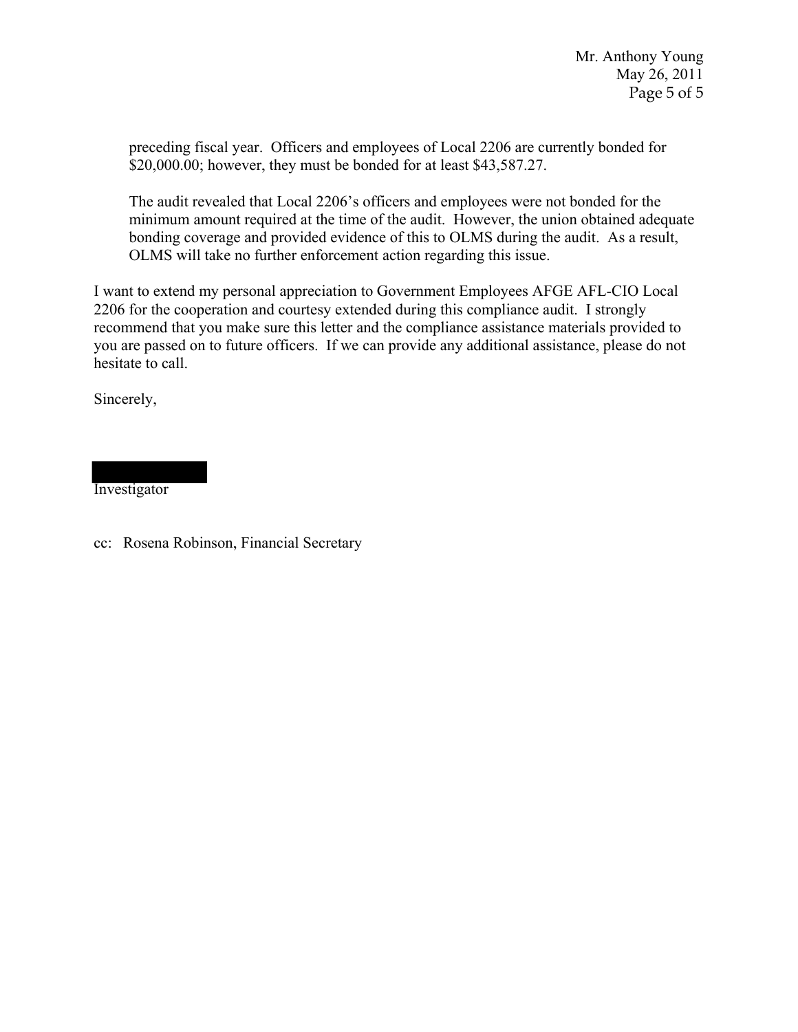preceding fiscal year. Officers and employees of Local 2206 are currently bonded for $20,000.00; however, they must be bonded for at least $43,587.27.

The audit revealed that Local 2206's officers and employees were not bonded for the minimum amount required at the time of the audit. However, the union obtained adequate bonding coverage and provided evidence of this to OLMS during the audit. As a result, OLMS will take no further enforcement action regarding this issue.

I want to extend my personal appreciation to Government Employees AFGE AFL-CIO Local 2206 for the cooperation and courtesy extended during this compliance audit. I strongly recommend that you make sure this letter and the compliance assistance materials provided to you are passed on to future officers. If we can provide any additional assistance, please do not hesitate to call.

Sincerely,

Investigator

cc: Rosena Robinson, Financial Secretary